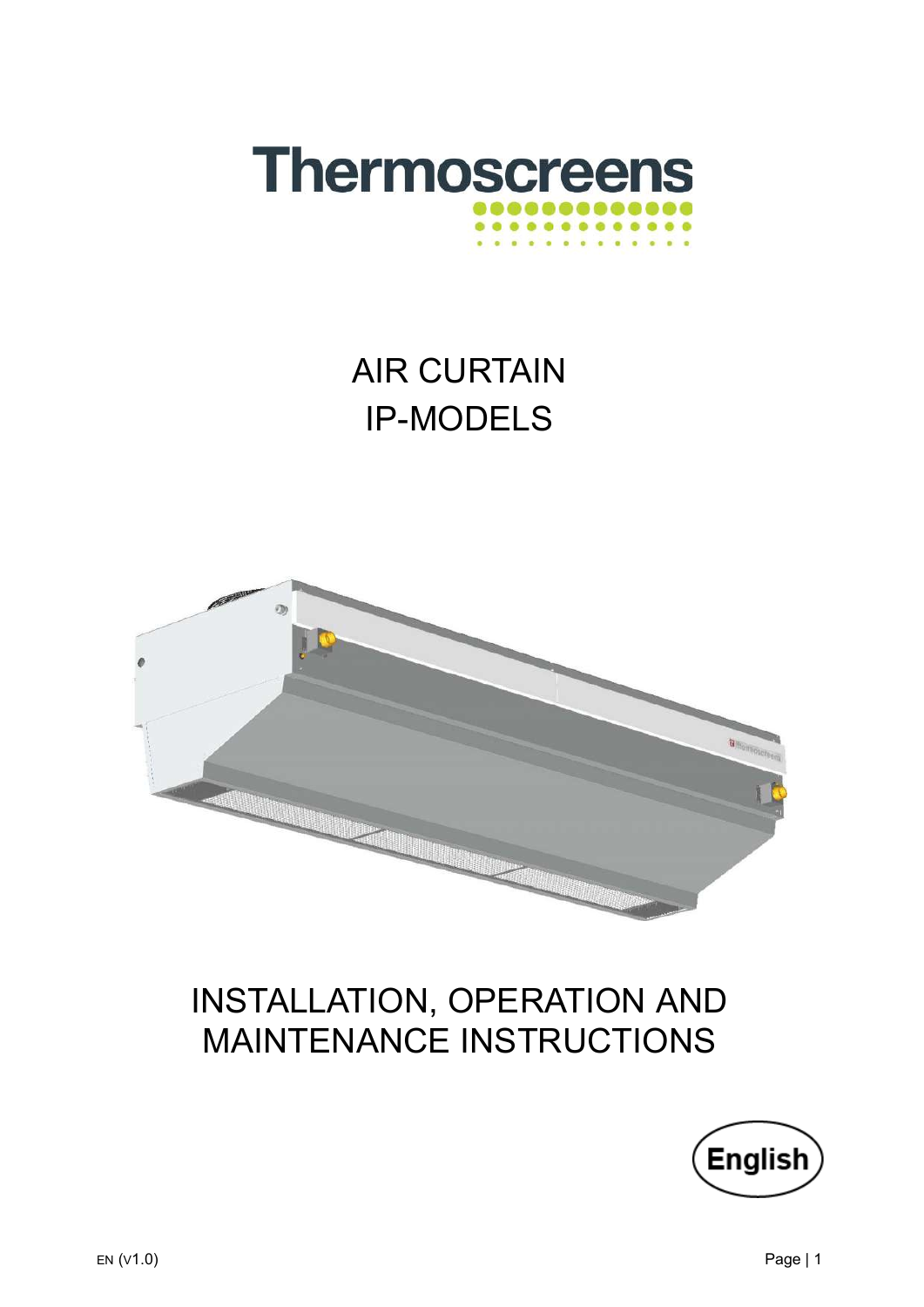# Thermoscreens

# AIR CURTAIN
# IP-MODELS

# INSTALLATION, OPERATION AND MAINTENANCE INSTRUCTIONS

English

EN (V1.0)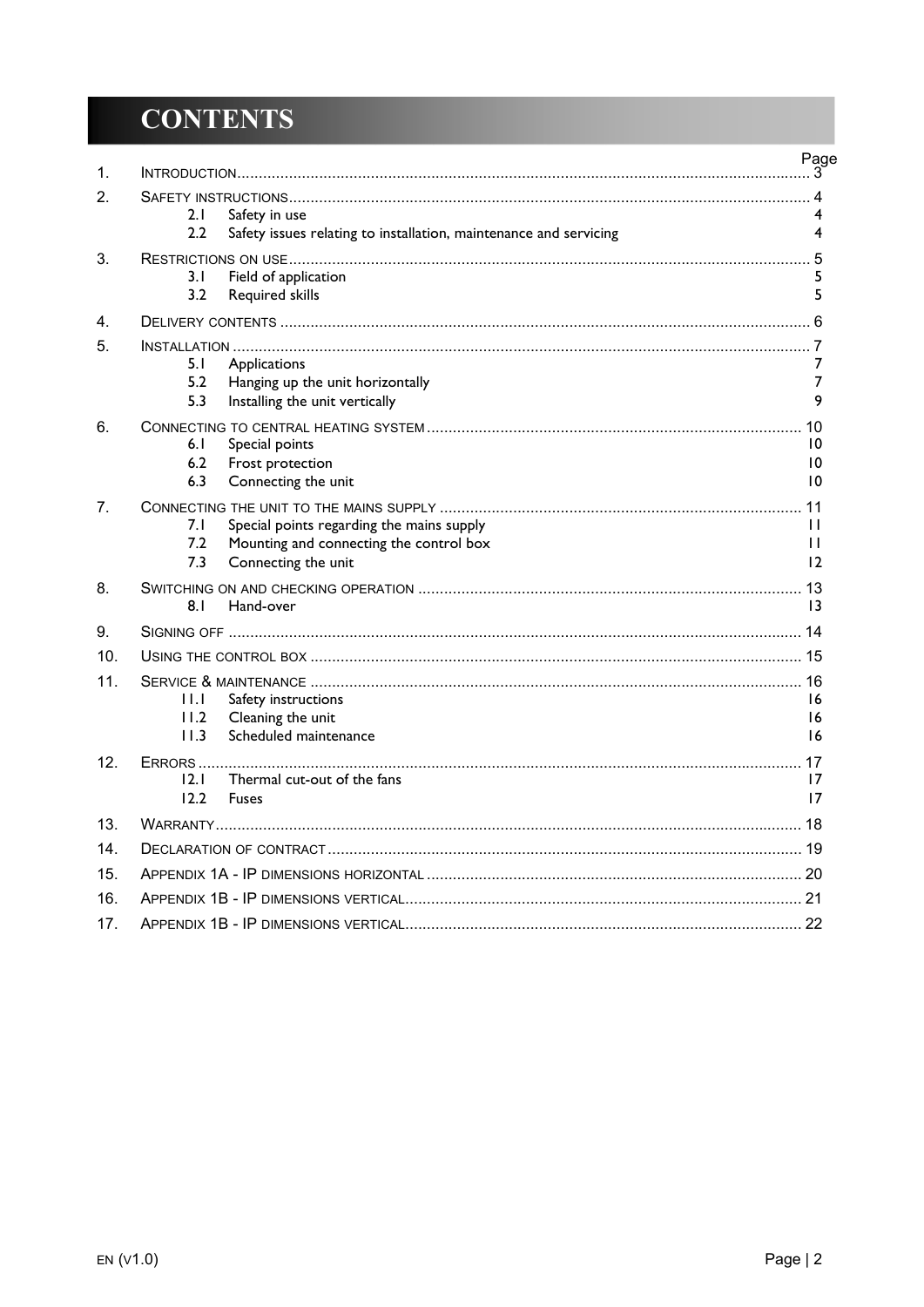# CONTENTS

| | | Page |
|---|---|---|
| 1. | INTRODUCTION | 3 |
| 2. | SAFETY INSTRUCTIONS | 4 |
| | 2.1 Safety in use | 4 |
| | 2.2 Safety issues relating to installation, maintenance and servicing | 4 |
| 3. | RESTRICTIONS ON USE | 5 |
| | 3.1 Field of application | 5 |
| | 3.2 Required skills | 5 |
| 4. | DELIVERY CONTENTS | 6 |
| 5. | INSTALLATION | 7 |
| | 5.1 Applications | 7 |
| | 5.2 Hanging up the unit horizontally | 7 |
| | 5.3 Installing the unit vertically | 9 |
| 6. | CONNECTING TO CENTRAL HEATING SYSTEM | 10 |
| | 6.1 Special points | 10 |
| | 6.2 Frost protection | 10 |
| | 6.3 Connecting the unit | 10 |
| 7. | CONNECTING THE UNIT TO THE MAINS SUPPLY | 11 |
| | 7.1 Special points regarding the mains supply | 11 |
| | 7.2 Mounting and connecting the control box | 11 |
| | 7.3 Connecting the unit | 12 |
| 8. | SWITCHING ON AND CHECKING OPERATION | 13 |
| | 8.1 Hand-over | 13 |
| 9. | SIGNING OFF | 14 |
| 10. | USING THE CONTROL BOX | 15 |
| 11. | SERVICE & MAINTENANCE | 16 |
| | 11.1 Safety instructions | 16 |
| | 11.2 Cleaning the unit | 16 |
| | 11.3 Scheduled maintenance | 16 |
| 12. | ERRORS | 17 |
| | 12.1 Thermal cut-out of the fans | 17 |
| | 12.2 Fuses | 17 |
| 13. | WARRANTY | 18 |
| 14. | DECLARATION OF CONTRACT | 19 |
| 15. | APPENDIX 1A - IP DIMENSIONS HORIZONTAL | 20 |
| 16. | APPENDIX 1B - IP DIMENSIONS VERTICAL | 21 |
| 17. | APPENDIX 1B - IP DIMENSIONS VERTICAL | 22 |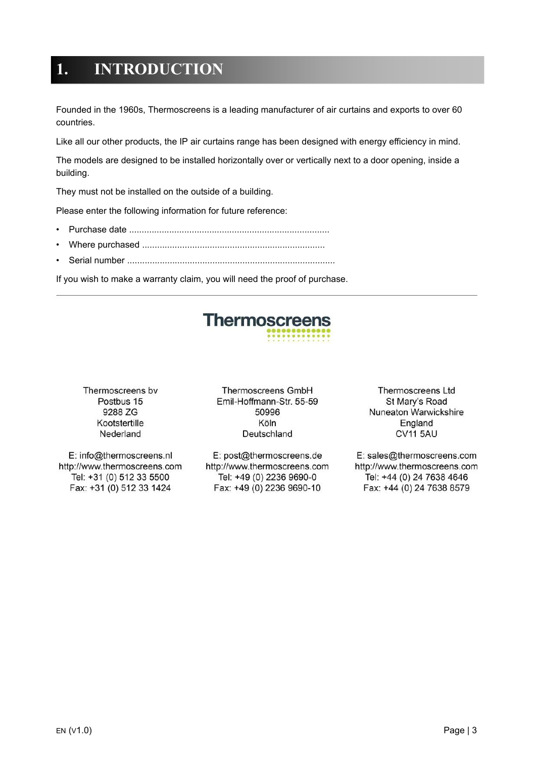# 1. INTRODUCTION

Founded in the 1960s, Thermoscreens is a leading manufacturer of air curtains and exports to over 60 countries.

Like all our other products, the IP air curtains range has been designed with energy efficiency in mind.

The models are designed to be installed horizontally over or vertically next to a door opening, inside a building.

They must not be installed on the outside of a building.

Please enter the following information for future reference:

- Purchase date ...............................................................................
- Where purchased ........................................................................
- Serial number ..................................................................................

If you wish to make a warranty claim, you will need the proof of purchase.

---

Thermoscreens

Thermoscreens bv
Postbus 15
9288 ZG
Kootstertille
Nederland

E: info@thermoscreens.nl
http://www.thermoscreens.com
Tel: +31 (0) 512 33 5500
Fax: +31 (0) 512 33 1424

Thermoscreens GmbH
Emil-Hoffmann-Str. 55-59
50996
Köln
Deutschland

E: post@thermoscreens.de
http://www.thermoscreens.com
Tel: +49 (0) 2236 9690-0
Fax: +49 (0) 2236 9690-10

Thermoscreens Ltd
St Mary's Road
Nuneaton Warwickshire
England
CV11 5AU

E: sales@thermoscreens.com
http://www.thermoscreens.com
Tel: +44 (0) 24 7638 4646
Fax: +44 (0) 24 7638 8579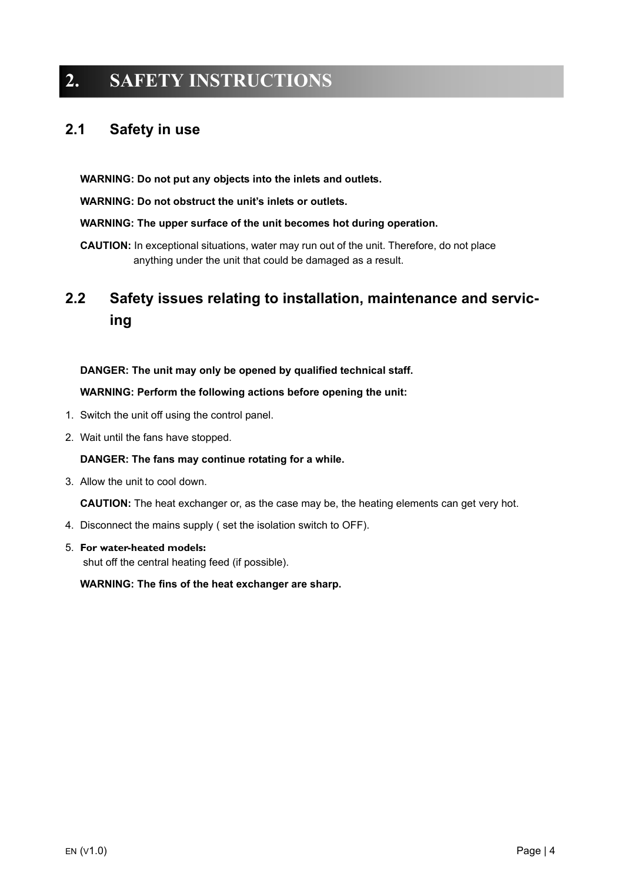# 2. SAFETY INSTRUCTIONS

## 2.1 Safety in use

**WARNING: Do not put any objects into the inlets and outlets.**

**WARNING: Do not obstruct the unit's inlets or outlets.**

**WARNING: The upper surface of the unit becomes hot during operation.**

**CAUTION:** In exceptional situations, water may run out of the unit. Therefore, do not place anything under the unit that could be damaged as a result.

## 2.2 Safety issues relating to installation, maintenance and servicing

**DANGER: The unit may only be opened by qualified technical staff.**

**WARNING: Perform the following actions before opening the unit:**

1. Switch the unit off using the control panel.
2. Wait until the fans have stopped.

   **DANGER: The fans may continue rotating for a while.**

3. Allow the unit to cool down.

   **CAUTION:** The heat exchanger or, as the case may be, the heating elements can get very hot.

4. Disconnect the mains supply ( set the isolation switch to OFF).
5. **For water-heated models:** shut off the central heating feed (if possible).

   **WARNING: The fins of the heat exchanger are sharp.**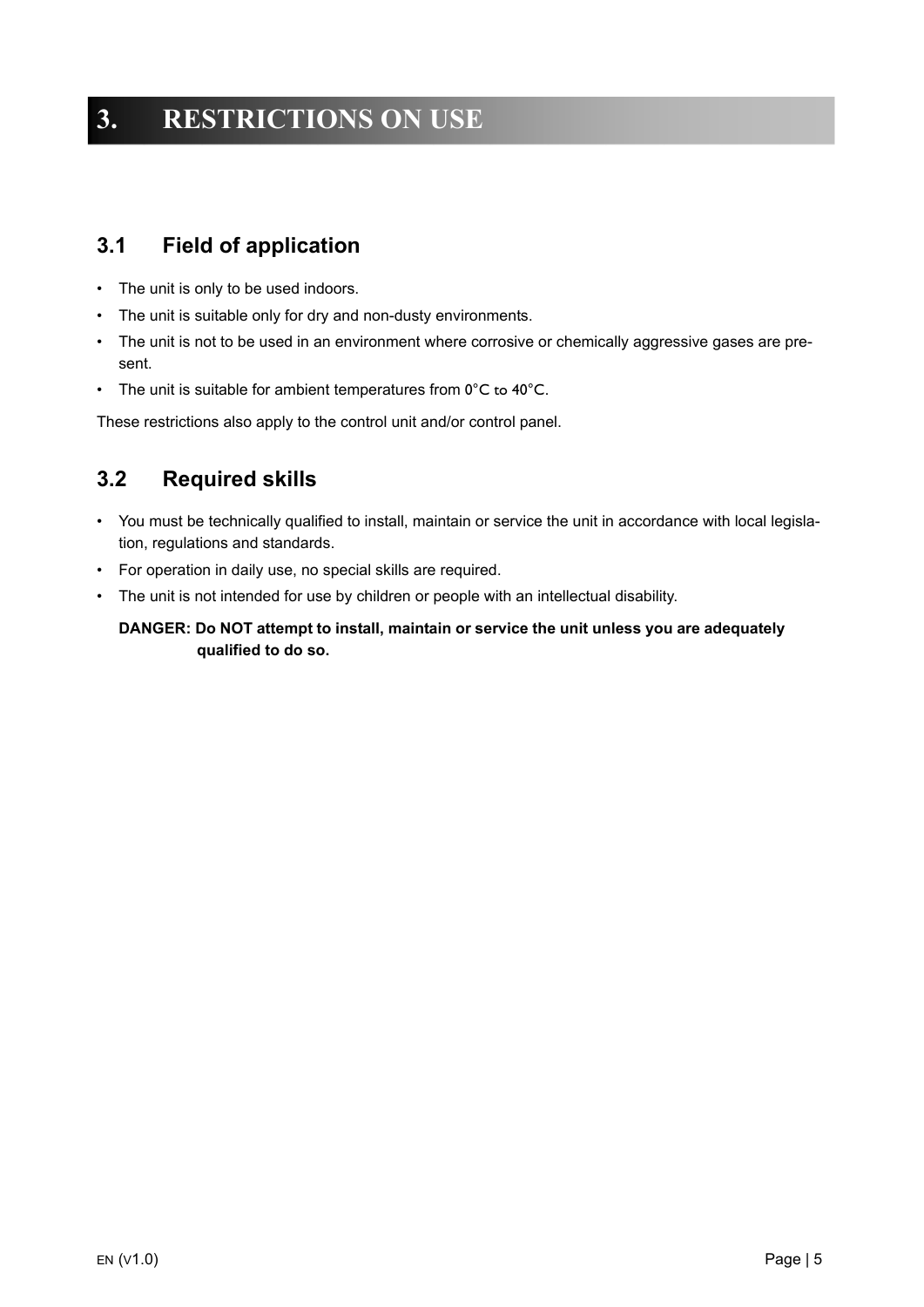# 3. RESTRICTIONS ON USE

## 3.1 Field of application

- The unit is only to be used indoors.
- The unit is suitable only for dry and non-dusty environments.
- The unit is not to be used in an environment where corrosive or chemically aggressive gases are present.
- The unit is suitable for ambient temperatures from 0°C to 40°C.

These restrictions also apply to the control unit and/or control panel.

## 3.2 Required skills

- You must be technically qualified to install, maintain or service the unit in accordance with local legislation, regulations and standards.
- For operation in daily use, no special skills are required.
- The unit is not intended for use by children or people with an intellectual disability.

**DANGER: Do NOT attempt to install, maintain or service the unit unless you are adequately qualified to do so.**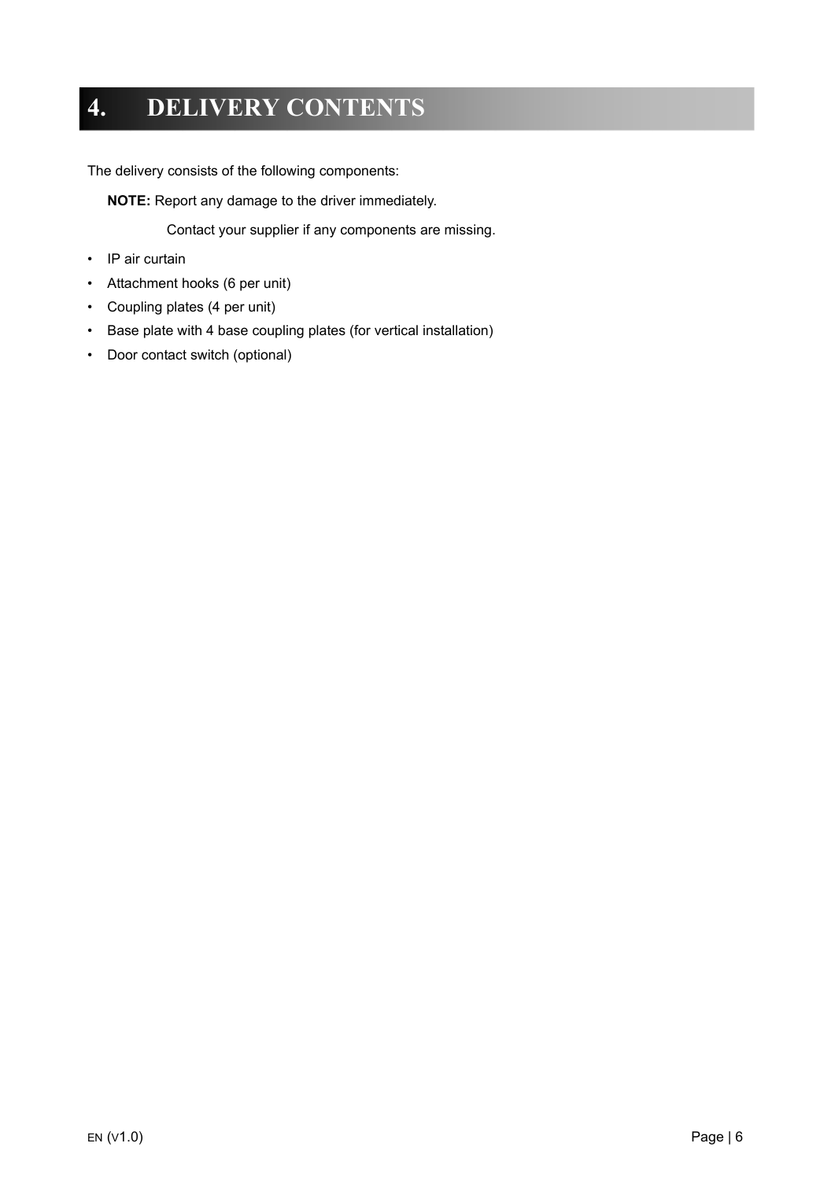# 4. DELIVERY CONTENTS

The delivery consists of the following components:

**NOTE:** Report any damage to the driver immediately.

Contact your supplier if any components are missing.

- IP air curtain
- Attachment hooks (6 per unit)
- Coupling plates (4 per unit)
- Base plate with 4 base coupling plates (for vertical installation)
- Door contact switch (optional)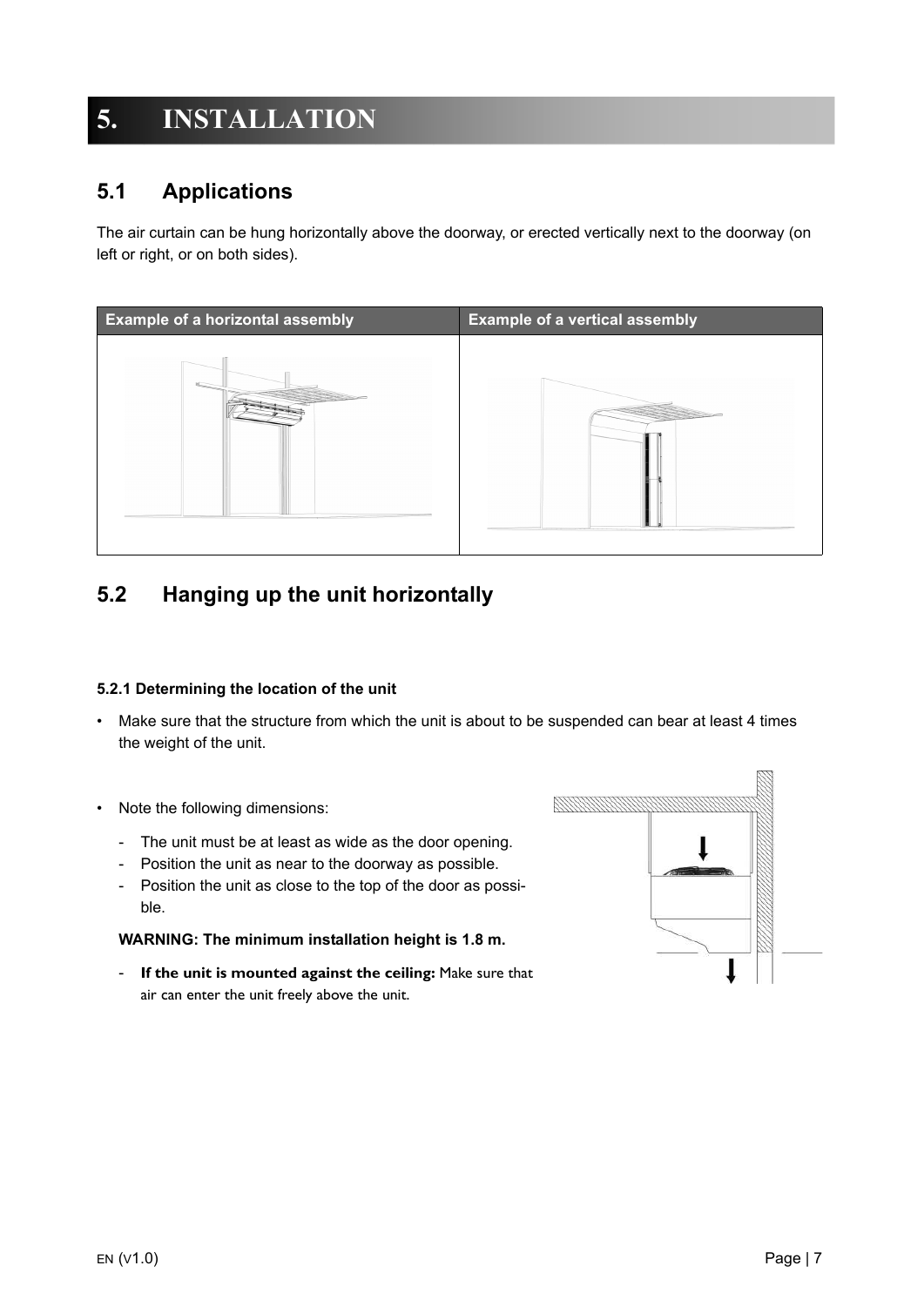# 5. INSTALLATION

## 5.1 Applications

The air curtain can be hung horizontally above the doorway, or erected vertically next to the doorway (on left or right, or on both sides).

| Example of a horizontal assembly | Example of a vertical assembly |
| --- | --- |
| | |

## 5.2 Hanging up the unit horizontally

#### 5.2.1 Determining the location of the unit

- Make sure that the structure from which the unit is about to be suspended can bear at least 4 times the weight of the unit.

- Note the following dimensions:
  - The unit must be at least as wide as the door opening.
  - Position the unit as near to the doorway as possible.
  - Position the unit as close to the top of the door as possible.

  **WARNING: The minimum installation height is 1.8 m.**

  - **If the unit is mounted against the ceiling:** Make sure that air can enter the unit freely above the unit.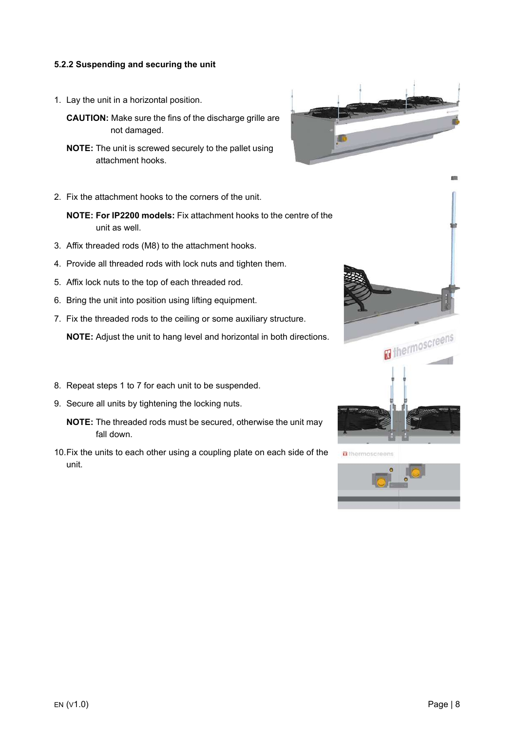### 5.2.2 Suspending and securing the unit

1. Lay the unit in a horizontal position.

   **CAUTION:** Make sure the fins of the discharge grille are not damaged.

   **NOTE:** The unit is screwed securely to the pallet using attachment hooks.

2. Fix the attachment hooks to the corners of the unit.

   **NOTE: For IP2200 models:** Fix attachment hooks to the centre of the unit as well.

3. Affix threaded rods (M8) to the attachment hooks.
4. Provide all threaded rods with lock nuts and tighten them.
5. Affix lock nuts to the top of each threaded rod.
6. Bring the unit into position using lifting equipment.
7. Fix the threaded rods to the ceiling or some auxiliary structure.

   **NOTE:** Adjust the unit to hang level and horizontal in both directions.

8. Repeat steps 1 to 7 for each unit to be suspended.
9. Secure all units by tightening the locking nuts.

   **NOTE:** The threaded rods must be secured, otherwise the unit may fall down.

10. Fix the units to each other using a coupling plate on each side of the unit.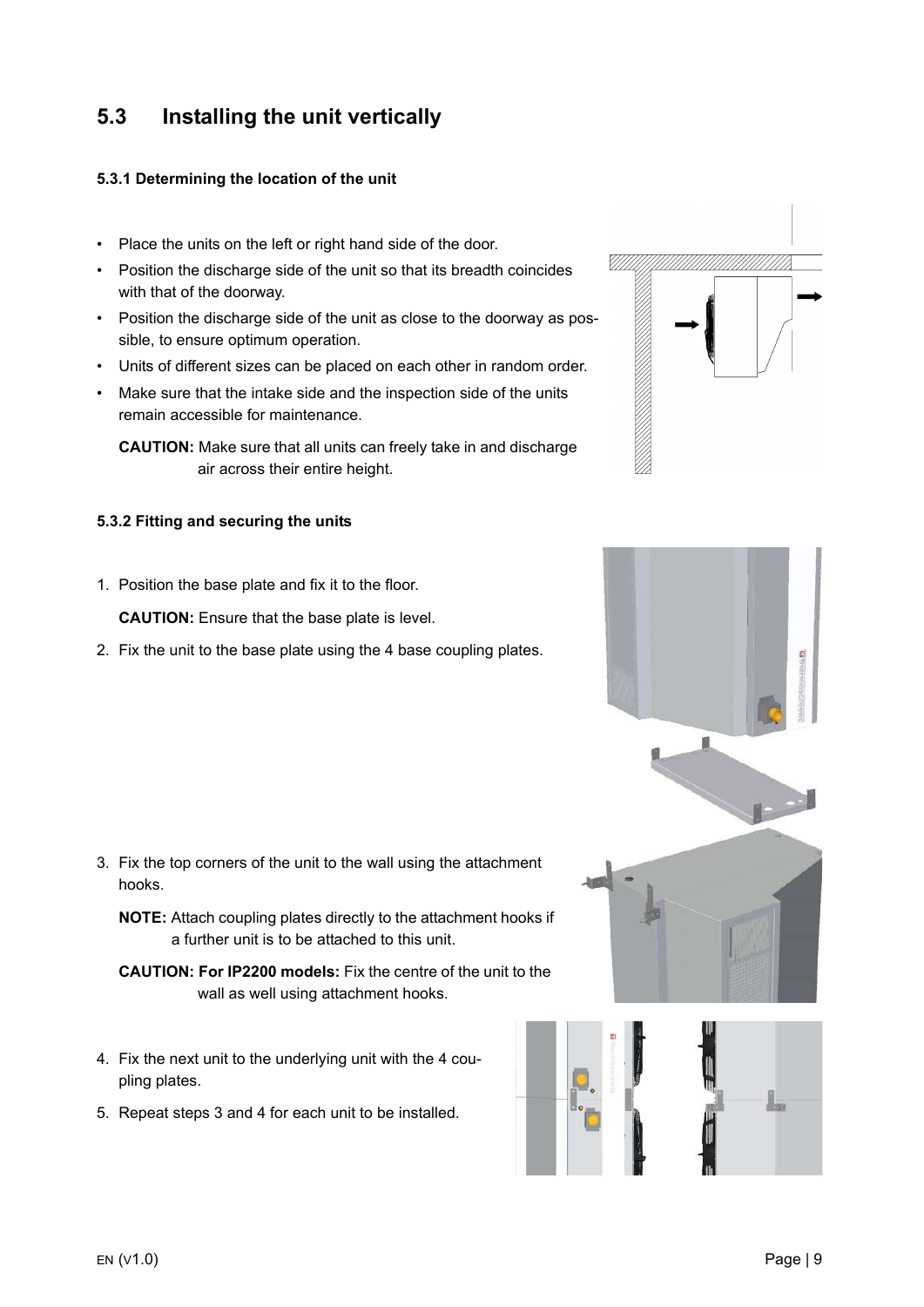## 5.3 Installing the unit vertically

### 5.3.1 Determining the location of the unit

- Place the units on the left or right hand side of the door.
- Position the discharge side of the unit so that its breadth coincides with that of the doorway.
- Position the discharge side of the unit as close to the doorway as possible, to ensure optimum operation.
- Units of different sizes can be placed on each other in random order.
- Make sure that the intake side and the inspection side of the units remain accessible for maintenance.

  **CAUTION:** Make sure that all units can freely take in and discharge air across their entire height.

### 5.3.2 Fitting and securing the units

1. Position the base plate and fix it to the floor.

   **CAUTION:** Ensure that the base plate is level.

2. Fix the unit to the base plate using the 4 base coupling plates.

3. Fix the top corners of the unit to the wall using the attachment hooks.

   **NOTE:** Attach coupling plates directly to the attachment hooks if a further unit is to be attached to this unit.

   **CAUTION: For IP2200 models:** Fix the centre of the unit to the wall as well using attachment hooks.

4. Fix the next unit to the underlying unit with the 4 coupling plates.

5. Repeat steps 3 and 4 for each unit to be installed.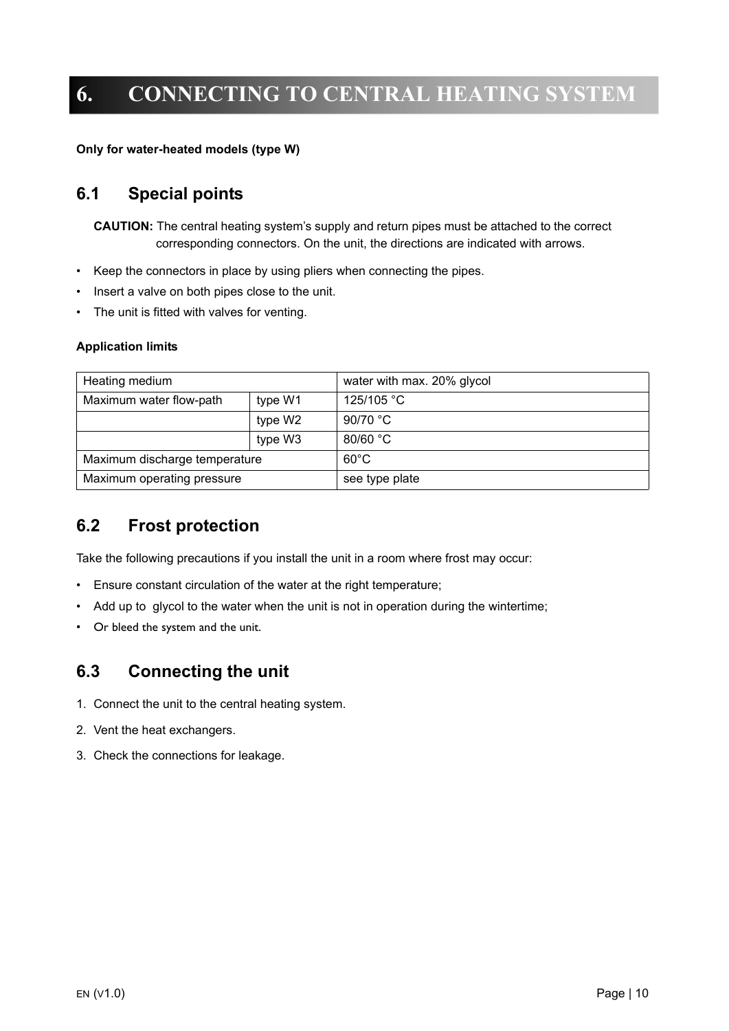# 6. CONNECTING TO CENTRAL HEATING SYSTEM

**Only for water-heated models (type W)**

## 6.1 Special points

**CAUTION:** The central heating system's supply and return pipes must be attached to the correct corresponding connectors. On the unit, the directions are indicated with arrows.

- Keep the connectors in place by using pliers when connecting the pipes.
- Insert a valve on both pipes close to the unit.
- The unit is fitted with valves for venting.

**Application limits**

| Heating medium | | water with max. 20% glycol |
|---|---|---|
| Maximum water flow-path | type W1 | 125/105 °C |
| | type W2 | 90/70 °C |
| | type W3 | 80/60 °C |
| Maximum discharge temperature | | 60°C |
| Maximum operating pressure | | see type plate |

## 6.2 Frost protection

Take the following precautions if you install the unit in a room where frost may occur:

- Ensure constant circulation of the water at the right temperature;
- Add up to  glycol to the water when the unit is not in operation during the wintertime;
- Or bleed the system and the unit.

## 6.3 Connecting the unit

1. Connect the unit to the central heating system.
2. Vent the heat exchangers.
3. Check the connections for leakage.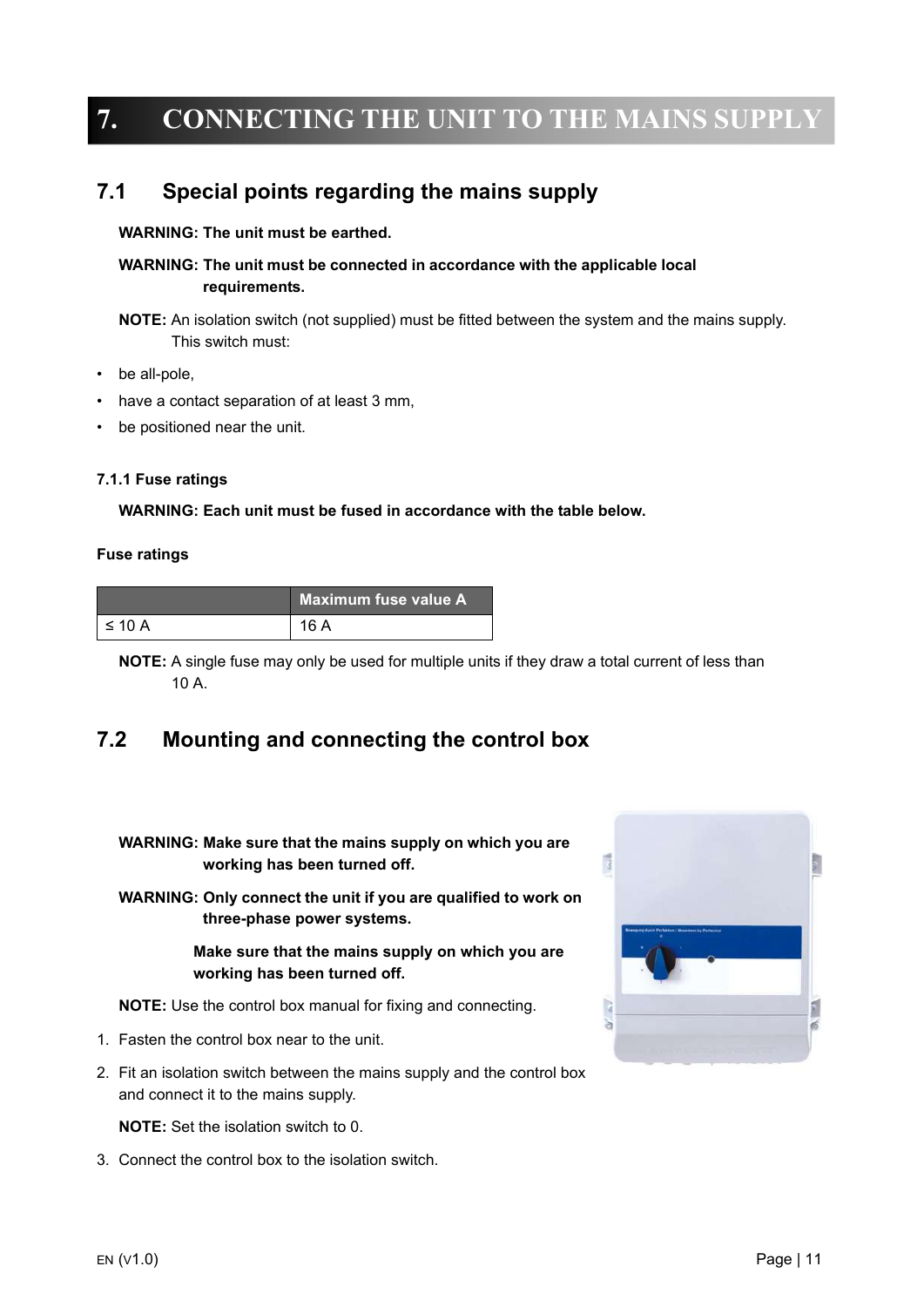# 7. CONNECTING THE UNIT TO THE MAINS SUPPLY

## 7.1 Special points regarding the mains supply

**WARNING: The unit must be earthed.**

**WARNING: The unit must be connected in accordance with the applicable local requirements.**

**NOTE:** An isolation switch (not supplied) must be fitted between the system and the mains supply. This switch must:

- be all-pole,
- have a contact separation of at least 3 mm,
- be positioned near the unit.

### 7.1.1 Fuse ratings

**WARNING: Each unit must be fused in accordance with the table below.**

**Fuse ratings**

| | Maximum fuse value A |
|---|---|
| ≤ 10 A | 16 A |

**NOTE:** A single fuse may only be used for multiple units if they draw a total current of less than 10 A.

## 7.2 Mounting and connecting the control box

**WARNING: Make sure that the mains supply on which you are working has been turned off.**

**WARNING: Only connect the unit if you are qualified to work on three-phase power systems.**

**Make sure that the mains supply on which you are working has been turned off.**

**NOTE:** Use the control box manual for fixing and connecting.

1. Fasten the control box near to the unit.
2. Fit an isolation switch between the mains supply and the control box and connect it to the mains supply.

   **NOTE:** Set the isolation switch to 0.

3. Connect the control box to the isolation switch.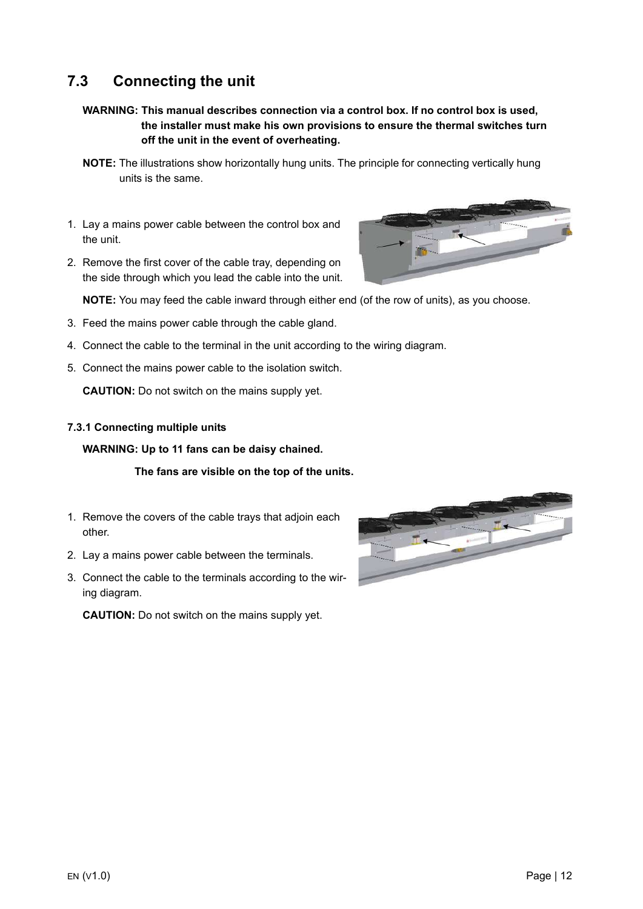## 7.3 Connecting the unit

**WARNING: This manual describes connection via a control box. If no control box is used, the installer must make his own provisions to ensure the thermal switches turn off the unit in the event of overheating.**

**NOTE:** The illustrations show horizontally hung units. The principle for connecting vertically hung units is the same.

1. Lay a mains power cable between the control box and the unit.
2. Remove the first cover of the cable tray, depending on the side through which you lead the cable into the unit.

   **NOTE:** You may feed the cable inward through either end (of the row of units), as you choose.

3. Feed the mains power cable through the cable gland.
4. Connect the cable to the terminal in the unit according to the wiring diagram.
5. Connect the mains power cable to the isolation switch.

   **CAUTION:** Do not switch on the mains supply yet.

### 7.3.1 Connecting multiple units

**WARNING: Up to 11 fans can be daisy chained.**

**The fans are visible on the top of the units.**

1. Remove the covers of the cable trays that adjoin each other.
2. Lay a mains power cable between the terminals.
3. Connect the cable to the terminals according to the wiring diagram.

   **CAUTION:** Do not switch on the mains supply yet.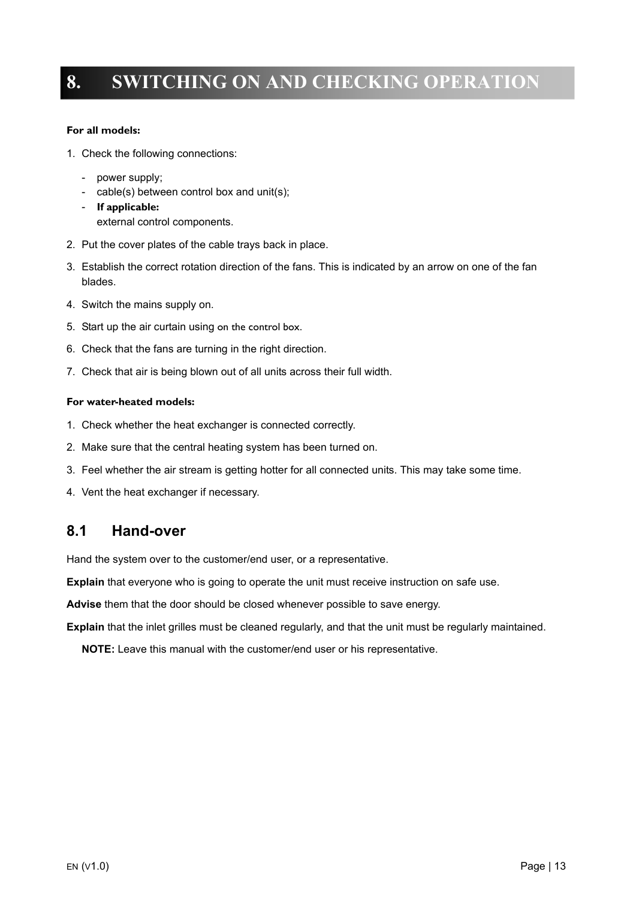# 8. SWITCHING ON AND CHECKING OPERATION

**For all models:**

1. Check the following connections:
   - power supply;
   - cable(s) between control box and unit(s);
   - **If applicable:**
     external control components.
2. Put the cover plates of the cable trays back in place.
3. Establish the correct rotation direction of the fans. This is indicated by an arrow on one of the fan blades.
4. Switch the mains supply on.
5. Start up the air curtain using on the control box.
6. Check that the fans are turning in the right direction.
7. Check that air is being blown out of all units across their full width.

**For water-heated models:**

1. Check whether the heat exchanger is connected correctly.
2. Make sure that the central heating system has been turned on.
3. Feel whether the air stream is getting hotter for all connected units. This may take some time.
4. Vent the heat exchanger if necessary.

## 8.1 Hand-over

Hand the system over to the customer/end user, or a representative.

**Explain** that everyone who is going to operate the unit must receive instruction on safe use.

**Advise** them that the door should be closed whenever possible to save energy.

**Explain** that the inlet grilles must be cleaned regularly, and that the unit must be regularly maintained.

**NOTE:** Leave this manual with the customer/end user or his representative.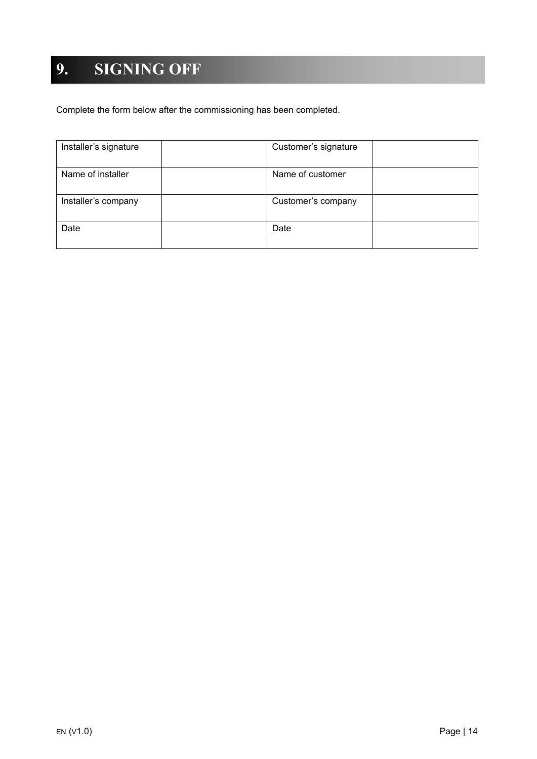# 9. SIGNING OFF

Complete the form below after the commissioning has been completed.

| Installer's signature | | Customer's signature | |
|---|---|---|---|
| Name of installer | | Name of customer | |
| Installer's company | | Customer's company | |
| Date | | Date | |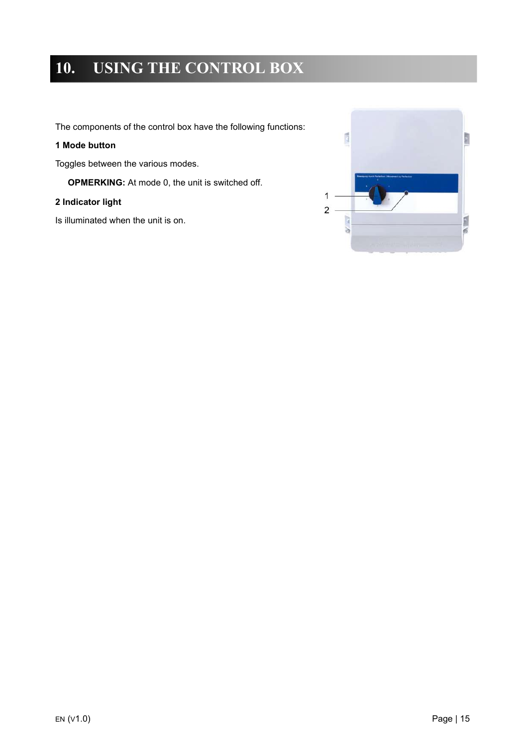# 10. USING THE CONTROL BOX

The components of the control box have the following functions:

**1 Mode button**

Toggles between the various modes.

**OPMERKING:** At mode 0, the unit is switched off.

**2 Indicator light**

Is illuminated when the unit is on.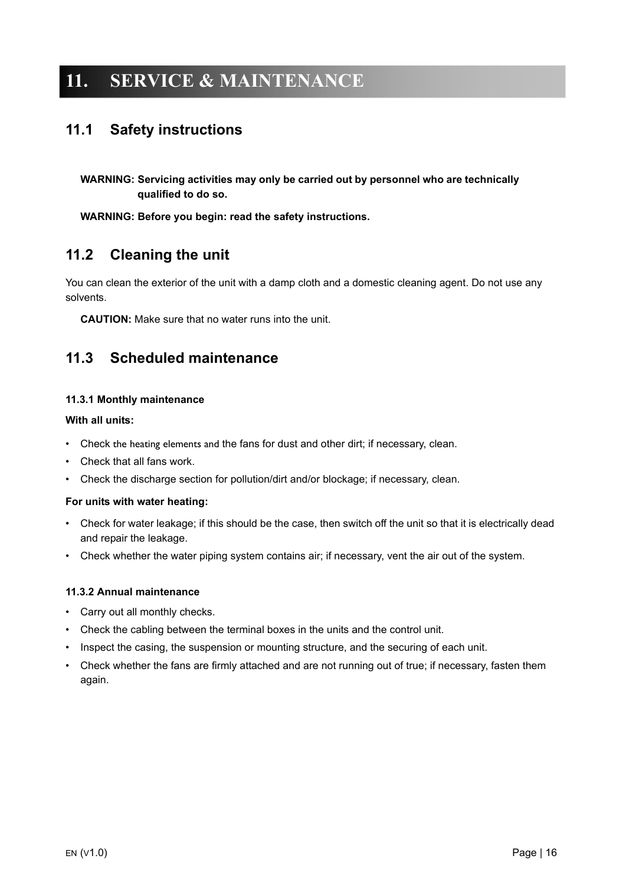# 11. SERVICE & MAINTENANCE

## 11.1 Safety instructions

**WARNING: Servicing activities may only be carried out by personnel who are technically qualified to do so.**

**WARNING: Before you begin: read the safety instructions.**

## 11.2 Cleaning the unit

You can clean the exterior of the unit with a damp cloth and a domestic cleaning agent. Do not use any solvents.

**CAUTION:** Make sure that no water runs into the unit.

## 11.3 Scheduled maintenance

#### 11.3.1 Monthly maintenance

**With all units:**

- Check the heating elements and the fans for dust and other dirt; if necessary, clean.
- Check that all fans work.
- Check the discharge section for pollution/dirt and/or blockage; if necessary, clean.

**For units with water heating:**

- Check for water leakage; if this should be the case, then switch off the unit so that it is electrically dead and repair the leakage.
- Check whether the water piping system contains air; if necessary, vent the air out of the system.

#### 11.3.2 Annual maintenance

- Carry out all monthly checks.
- Check the cabling between the terminal boxes in the units and the control unit.
- Inspect the casing, the suspension or mounting structure, and the securing of each unit.
- Check whether the fans are firmly attached and are not running out of true; if necessary, fasten them again.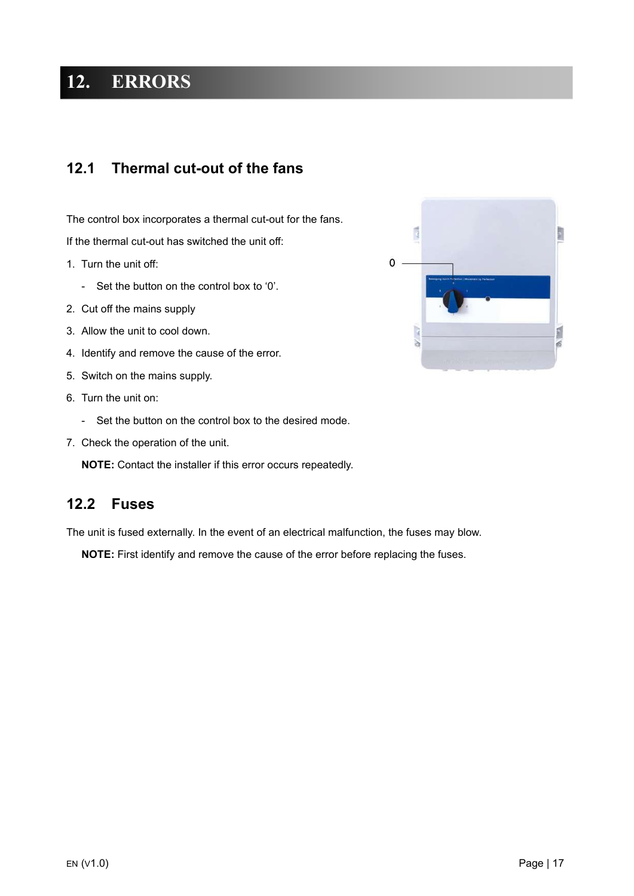# 12. ERRORS

## 12.1 Thermal cut-out of the fans

The control box incorporates a thermal cut-out for the fans.

If the thermal cut-out has switched the unit off:

1. Turn the unit off:
   - Set the button on the control box to '0'.
2. Cut off the mains supply
3. Allow the unit to cool down.
4. Identify and remove the cause of the error.
5. Switch on the mains supply.
6. Turn the unit on:
   - Set the button on the control box to the desired mode.
7. Check the operation of the unit.

   **NOTE:** Contact the installer if this error occurs repeatedly.

## 12.2 Fuses

The unit is fused externally. In the event of an electrical malfunction, the fuses may blow.

**NOTE:** First identify and remove the cause of the error before replacing the fuses.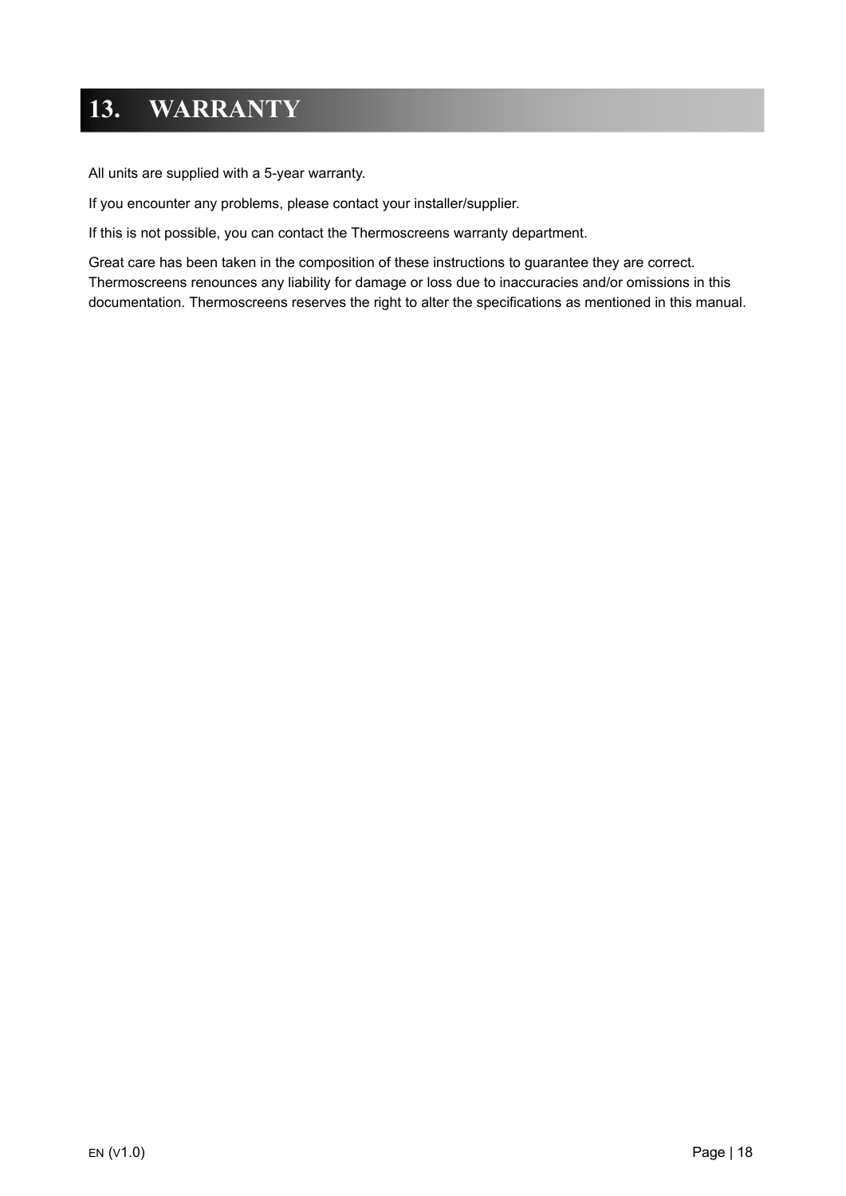# 13. WARRANTY

All units are supplied with a 5-year warranty.

If you encounter any problems, please contact your installer/supplier.

If this is not possible, you can contact the Thermoscreens warranty department.

Great care has been taken in the composition of these instructions to guarantee they are correct. Thermoscreens renounces any liability for damage or loss due to inaccuracies and/or omissions in this documentation. Thermoscreens reserves the right to alter the specifications as mentioned in this manual.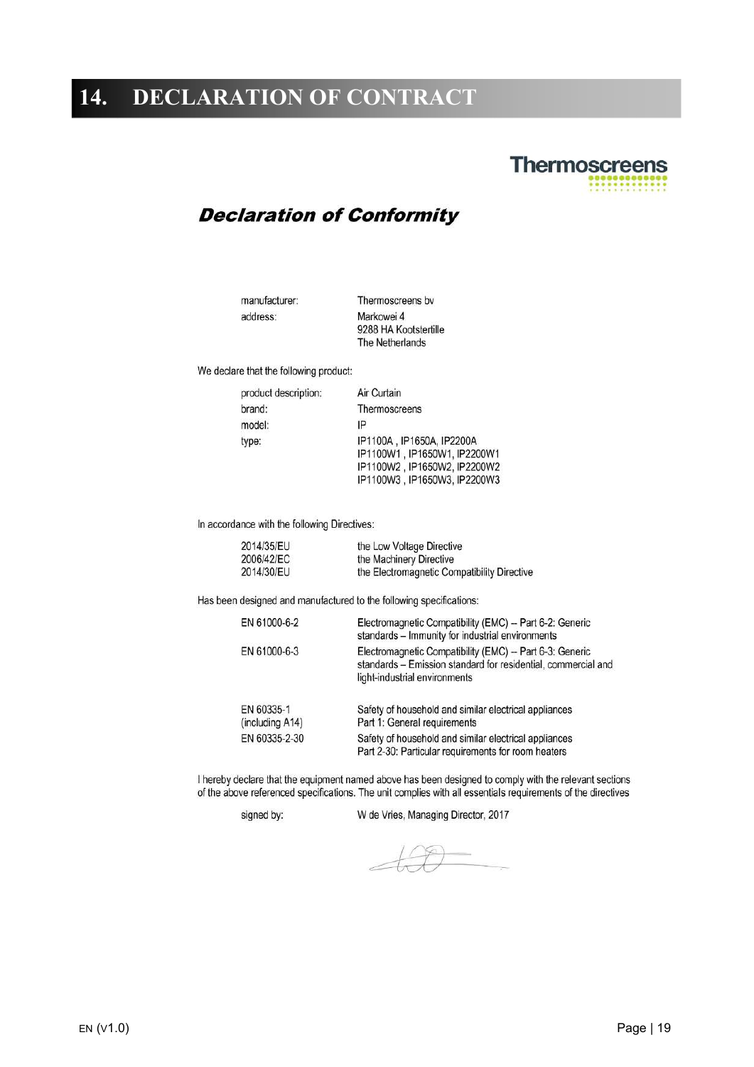# 14. DECLARATION OF CONTRACT

Thermoscreens

## *Declaration of Conformity*

| | |
|---|---|
| manufacturer: | Thermoscreens bv |
| address: | Markowei 4<br>9288 HA Kootstertille<br>The Netherlands |

We declare that the following product:

| | |
|---|---|
| product description: | Air Curtain |
| brand: | Thermoscreens |
| model: | IP |
| type: | IP1100A , IP1650A, IP2200A<br>IP1100W1 , IP1650W1, IP2200W1<br>IP1100W2 , IP1650W2, IP2200W2<br>IP1100W3 , IP1650W3, IP2200W3 |

In accordance with the following Directives:

| | |
|---|---|
| 2014/35/EU | the Low Voltage Directive |
| 2006/42/EC | the Machinery Directive |
| 2014/30/EU | the Electromagnetic Compatibility Directive |

Has been designed and manufactured to the following specifications:

| | |
|---|---|
| EN 61000-6-2 | Electromagnetic Compatibility (EMC) -- Part 6-2: Generic standards – Immunity for industrial environments |
| EN 61000-6-3 | Electromagnetic Compatibility (EMC) -- Part 6-3: Generic standards – Emission standard for residential, commercial and light-industrial environments |
| EN 60335-1 (including A14) | Safety of household and similar electrical appliances Part 1: General requirements |
| EN 60335-2-30 | Safety of household and similar electrical appliances Part 2-30: Particular requirements for room heaters |

I hereby declare that the equipment named above has been designed to comply with the relevant sections of the above referenced specifications. The unit complies with all essentials requirements of the directives

signed by: W de Vries, Managing Director, 2017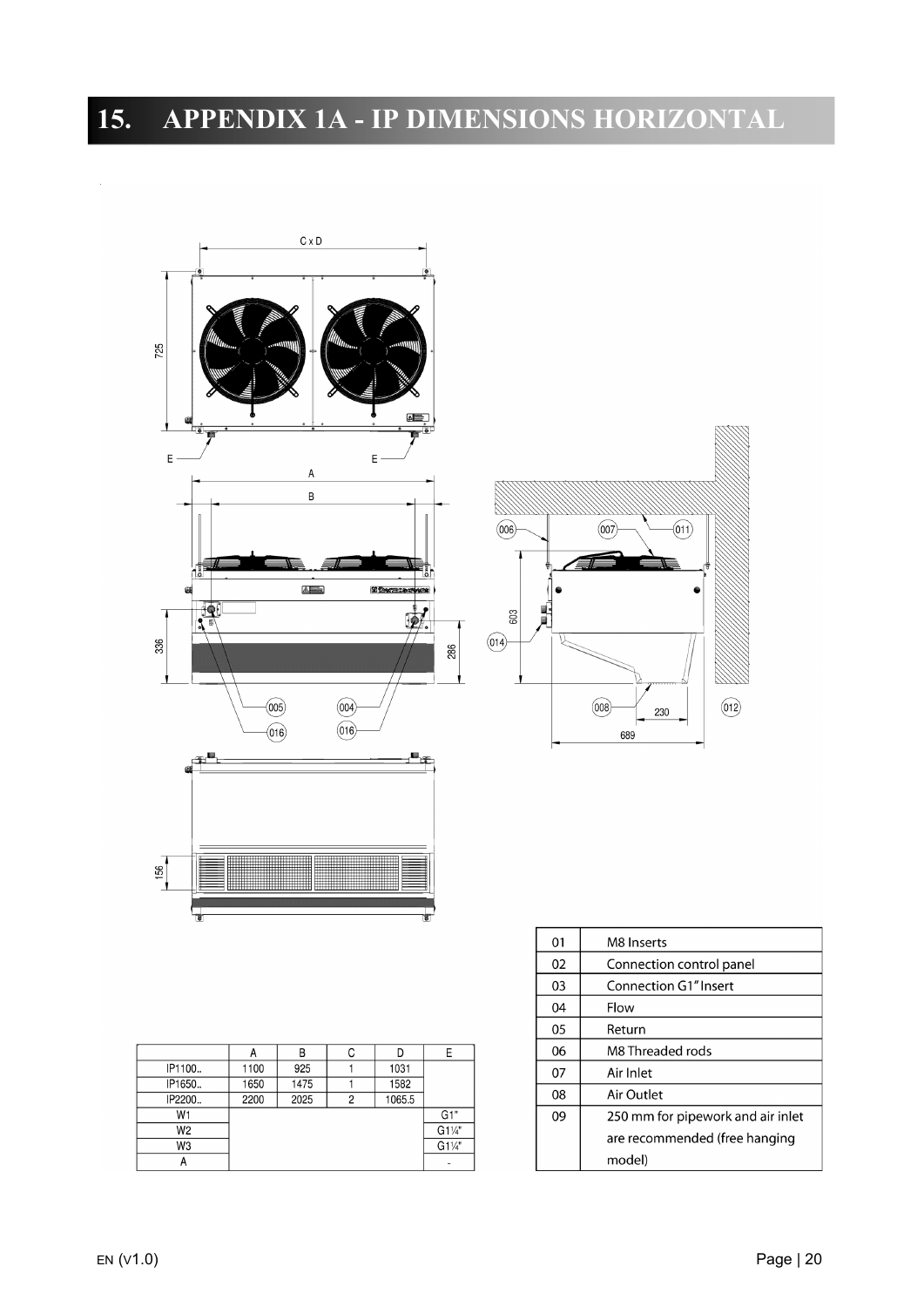# 15. APPENDIX 1A - IP DIMENSIONS HORIZONTAL

|  | A | B | C | D | E |
|---|---|---|---|---|---|
| IP1100.. | 1100 | 925 | 1 | 1031 |  |
| IP1650.. | 1650 | 1475 | 1 | 1582 |  |
| IP2200.. | 2200 | 2025 | 2 | 1065.5 |  |
| W1 |  |  |  |  | G1" |
| W2 |  |  |  |  | G1¼" |
| W3 |  |  |  |  | G1¼" |
| A |  |  |  |  | - |

| | |
|---|---|
| 01 | M8 Inserts |
| 02 | Connection control panel |
| 03 | Connection G1" Insert |
| 04 | Flow |
| 05 | Return |
| 06 | M8 Threaded rods |
| 07 | Air Inlet |
| 08 | Air Outlet |
| 09 | 250 mm for pipework and air inlet are recommended (free hanging model) |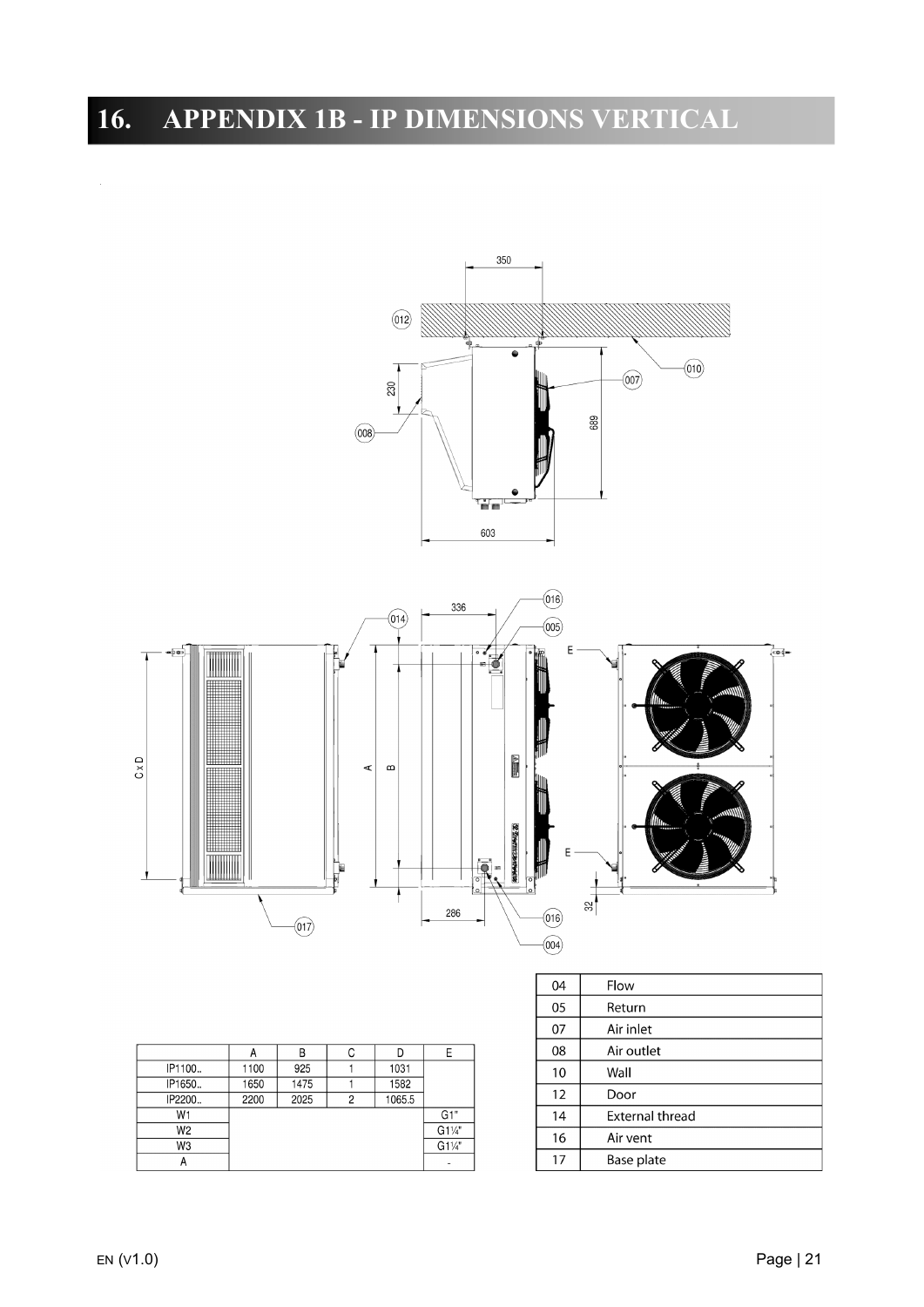# 16. APPENDIX 1B - IP DIMENSIONS VERTICAL

|  | A | B | C | D | E |
|---|---|---|---|---|---|
| IP1100.. | 1100 | 925 | 1 | 1031 |  |
| IP1650.. | 1650 | 1475 | 1 | 1582 |  |
| IP2200.. | 2200 | 2025 | 2 | 1065.5 |  |
| W1 |  |  |  |  | G1" |
| W2 |  |  |  |  | G1¼" |
| W3 |  |  |  |  | G1¼" |
| A |  |  |  |  | - |

| | |
|---|---|
| 04 | Flow |
| 05 | Return |
| 07 | Air inlet |
| 08 | Air outlet |
| 10 | Wall |
| 12 | Door |
| 14 | External thread |
| 16 | Air vent |
| 17 | Base plate |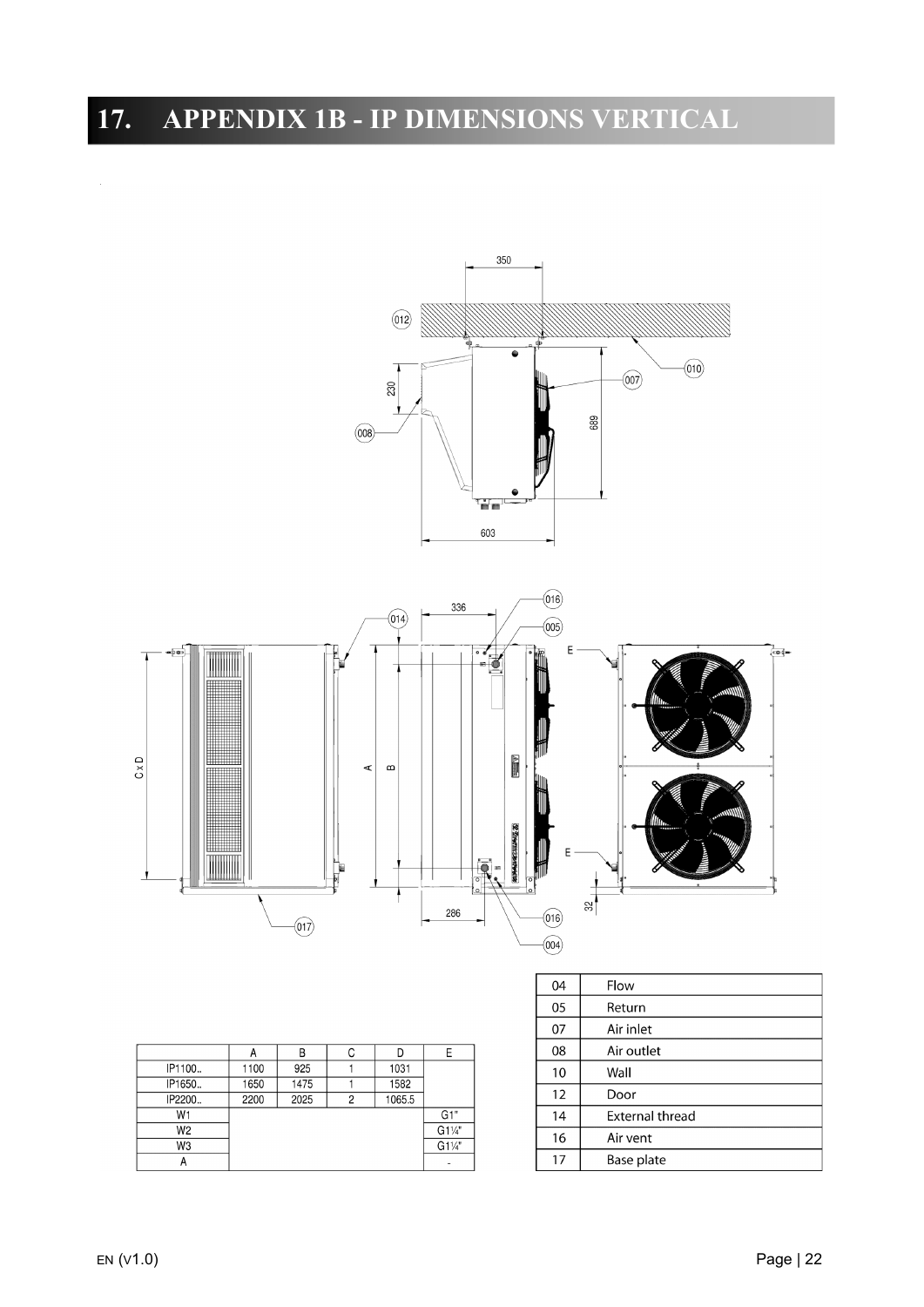# 17. APPENDIX 1B - IP DIMENSIONS VERTICAL

350

012

010

007

230

008

689

603

016

336

014

005

E

C x D

A

B

E

32

286

016

017

004

| | A | B | C | D | E |
|---|---|---|---|---|---|
| IP1100.. | 1100 | 925 | 1 | 1031 | |
| IP1650.. | 1650 | 1475 | 1 | 1582 | |
| IP2200.. | 2200 | 2025 | 2 | 1065.5 | |
| W1 | | | | | G1" |
| W2 | | | | | G1¼" |
| W3 | | | | | G1¼" |
| A | | | | | - |

| | |
|---|---|
| 04 | Flow |
| 05 | Return |
| 07 | Air inlet |
| 08 | Air outlet |
| 10 | Wall |
| 12 | Door |
| 14 | External thread |
| 16 | Air vent |
| 17 | Base plate |